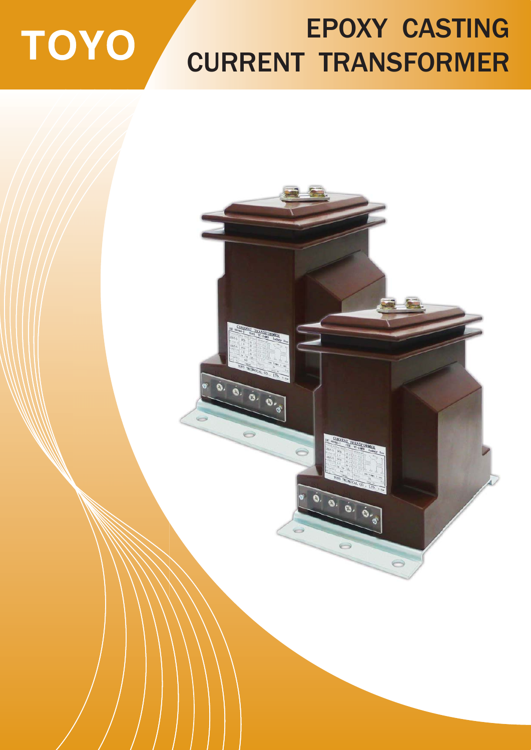TOYO

# EPOXY CASTING CURRENT TRANSFORMER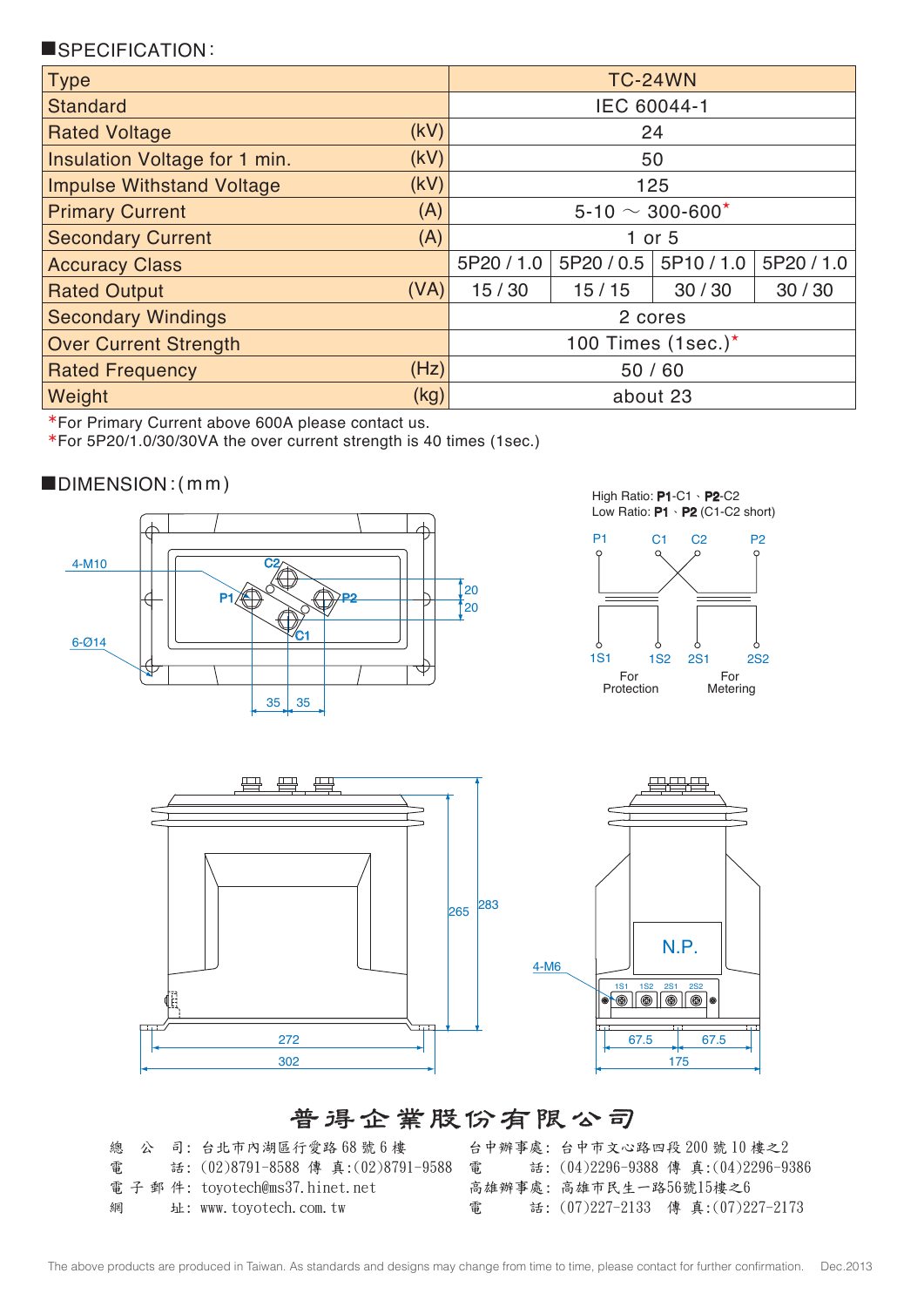## ■SPECIFICATION:

| Type | | TC-24WN | | | |
|---|---|---|---|---|---|
| Standard | | IEC 60044-1 | | | |
| Rated Voltage | (kV) | 24 | | | |
| Insulation Voltage for 1 min. | (kV) | 50 | | | |
| Impulse Withstand Voltage | (kV) | 125 | | | |
| Primary Current | (A) | 5-10 ～ 300-600* | | | |
| Secondary Current | (A) | 1 or 5 | | | |
| Accuracy Class | | 5P20 / 1.0 | 5P20 / 0.5 | 5P10 / 1.0 | 5P20 / 1.0 |
| Rated Output | (VA) | 15 / 30 | 15 / 15 | 30 / 30 | 30 / 30 |
| Secondary Windings | | 2 cores | | | |
| Over Current Strength | | 100 Times (1sec.)* | | | |
| Rated Frequency | (Hz) | 50 / 60 | | | |
| Weight | (kg) | about 23 | | | |

*For Primary Current above 600A please contact us.
*For 5P20/1.0/30/30VA the over current strength is 40 times (1sec.)

## ■DIMENSION:(mm)

4-M10
6-Ø14
C2
P1
P2
C1
20
20
35 35

High Ratio: P1-C1、P2-C2
Low Ratio: P1、P2 (C1-C2 short)

P1 C1 C2 P2
1S1 1S2 2S1 2S2
For Protection
For Metering

265
283
272
302

N.P.
4-M6
1S1 1S2 2S1 2S2
67.5 67.5
175

## 普得企業股份有限公司

總　公　司：台北市內湖區行愛路 68 號 6 樓
電　　　話：(02)8791-8588 傳 真:(02)8791-9588
電 子 郵 件：toyotech@ms37.hinet.net
網　　　址：www.toyotech.com.tw

台中辦事處：台中市文心路四段 200 號 10 樓之2
電　　　話：(04)2296-9388 傳 真:(04)2296-9386
高雄辦事處：高雄市民生一路56號15樓之6
電　　　話：(07)227-2133 傳 真:(07)227-2173

The above products are produced in Taiwan. As standards and designs may change from time to time, please contact for further confirmation. Dec.2013